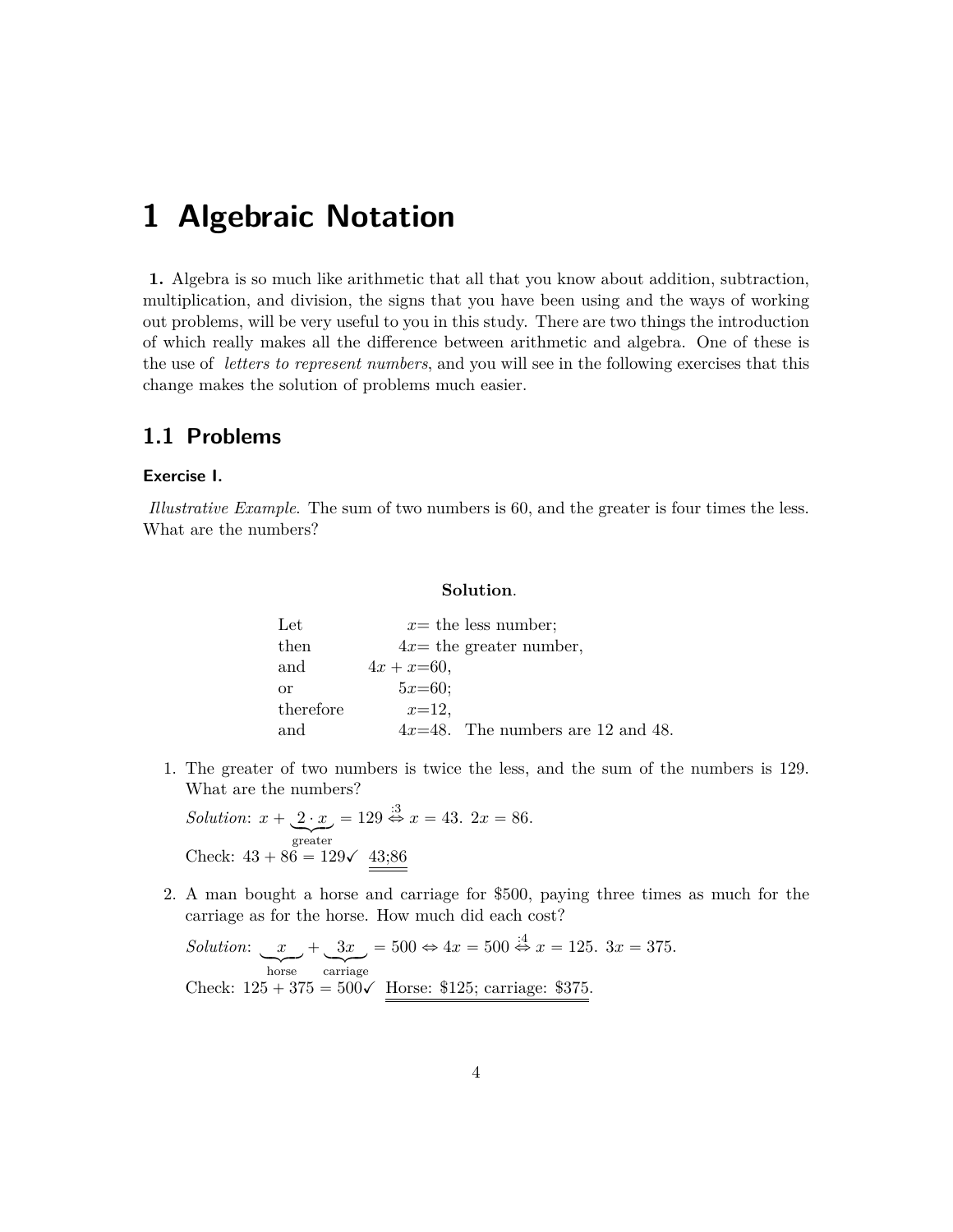# 1 Algebraic Notation

**1.** Algebra is so much like arithmetic that all that you know about addition, subtraction, multiplication, and division, the signs that you have been using and the ways of working out problems, will be very useful to you in this study. There are two things the introduction of which really makes all the difference between arithmetic and algebra. One of these is the use of *letters to represent numbers*, and you will see in the following exercises that this change makes the solution of problems much easier.

## 1.1 Problems

#### Exercise I.

*Illustrative Example*. The sum of two numbers is 60, and the greater is four times the less. What are the numbers?

**Solution**.

| | | |
|---|---|---|
| Let | $x=$ | the less number; |
| then | $4x=$ | the greater number, |
| and | $4x+x=60$, | |
| or | $5x=60$; | |
| therefore | $x=12$, | |
| and | $4x=48$. | The numbers are 12 and 48. |

1. The greater of two numbers is twice the less, and the sum of the numbers is 129. What are the numbers?

   *Solution*: $x + \underbrace{2 \cdot x}_{\text{greater}} = 129 \overset{:3}{\Leftrightarrow} x = 43.\ 2x = 86.$

   Check: $43 + 86 = 129$✓ $\underline{\underline{43;86}}$

2. A man bought a horse and carriage for $500, paying three times as much for the carriage as for the horse. How much did each cost?

   *Solution*: $\underbrace{x}_{\text{horse}} + \underbrace{3x}_{\text{carriage}} = 500 \Leftrightarrow 4x = 500 \overset{:4}{\Leftrightarrow} x = 125.\ 3x = 375.$

   Check: $125 + 375 = 500$✓ $\underline{\underline{\text{Horse: \$125; carriage: \$375}}}$.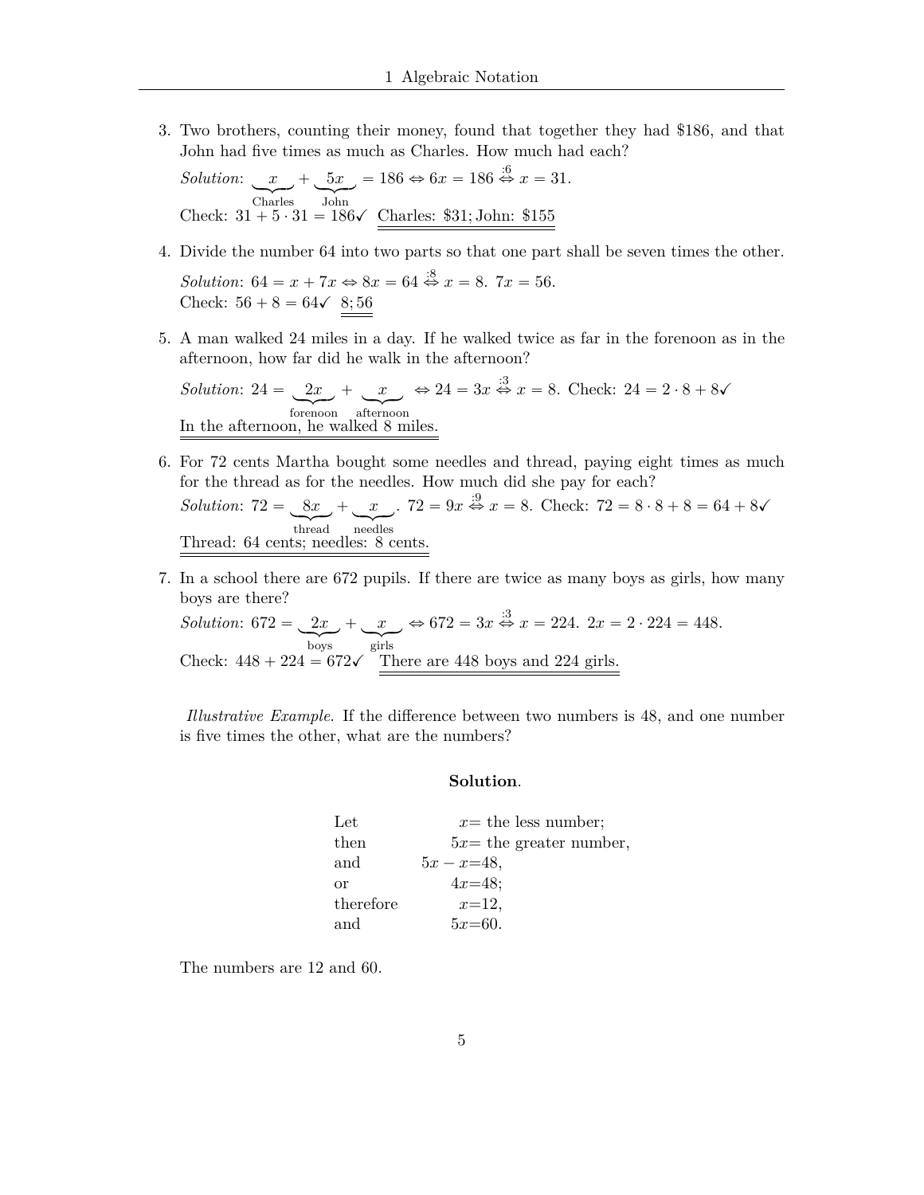3. Two brothers, counting their money, found that together they had \$186, and that John had five times as much as Charles. How much had each?

   *Solution*: $\underbrace{x}_{\text{Charles}} + \underbrace{5x}_{\text{John}} = 186 \Leftrightarrow 6x = 186 \overset{:6}{\Leftrightarrow} x = 31.$

   Check: $31 + 5 \cdot 31 = 186$✓ Charles: \$31; John: \$155

4. Divide the number 64 into two parts so that one part shall be seven times the other.

   *Solution*: $64 = x + 7x \Leftrightarrow 8x = 64 \overset{:8}{\Leftrightarrow} x = 8.$ $7x = 56.$

   Check: $56 + 8 = 64$✓ 8; 56

5. A man walked 24 miles in a day. If he walked twice as far in the forenoon as in the afternoon, how far did he walk in the afternoon?

   *Solution*: $24 = \underbrace{2x}_{\text{forenoon}} + \underbrace{x}_{\text{afternoon}} \Leftrightarrow 24 = 3x \overset{:3}{\Leftrightarrow} x = 8.$ Check: $24 = 2 \cdot 8 + 8$✓

   In the afternoon, he walked 8 miles.

6. For 72 cents Martha bought some needles and thread, paying eight times as much for the thread as for the needles. How much did she pay for each?

   *Solution*: $72 = \underbrace{8x}_{\text{thread}} + \underbrace{x}_{\text{needles}}.$ $72 = 9x \overset{:9}{\Leftrightarrow} x = 8.$ Check: $72 = 8 \cdot 8 + 8 = 64 + 8$✓

   Thread: 64 cents; needles: 8 cents.

7. In a school there are 672 pupils. If there are twice as many boys as girls, how many boys are there?

   *Solution*: $672 = \underbrace{2x}_{\text{boys}} + \underbrace{x}_{\text{girls}} \Leftrightarrow 672 = 3x \overset{:3}{\Leftrightarrow} x = 224.$ $2x = 2 \cdot 224 = 448.$

   Check: $448 + 224 = 672$✓ There are 448 boys and 224 girls.

*Illustrative Example*. If the difference between two numbers is 48, and one number is five times the other, what are the numbers?

**Solution**.

| | |
|---|---|
| Let | $x=$ the less number; |
| then | $5x=$ the greater number, |
| and | $5x - x = 48,$ |
| or | $4x = 48;$ |
| therefore | $x = 12,$ |
| and | $5x = 60.$ |

The numbers are 12 and 60.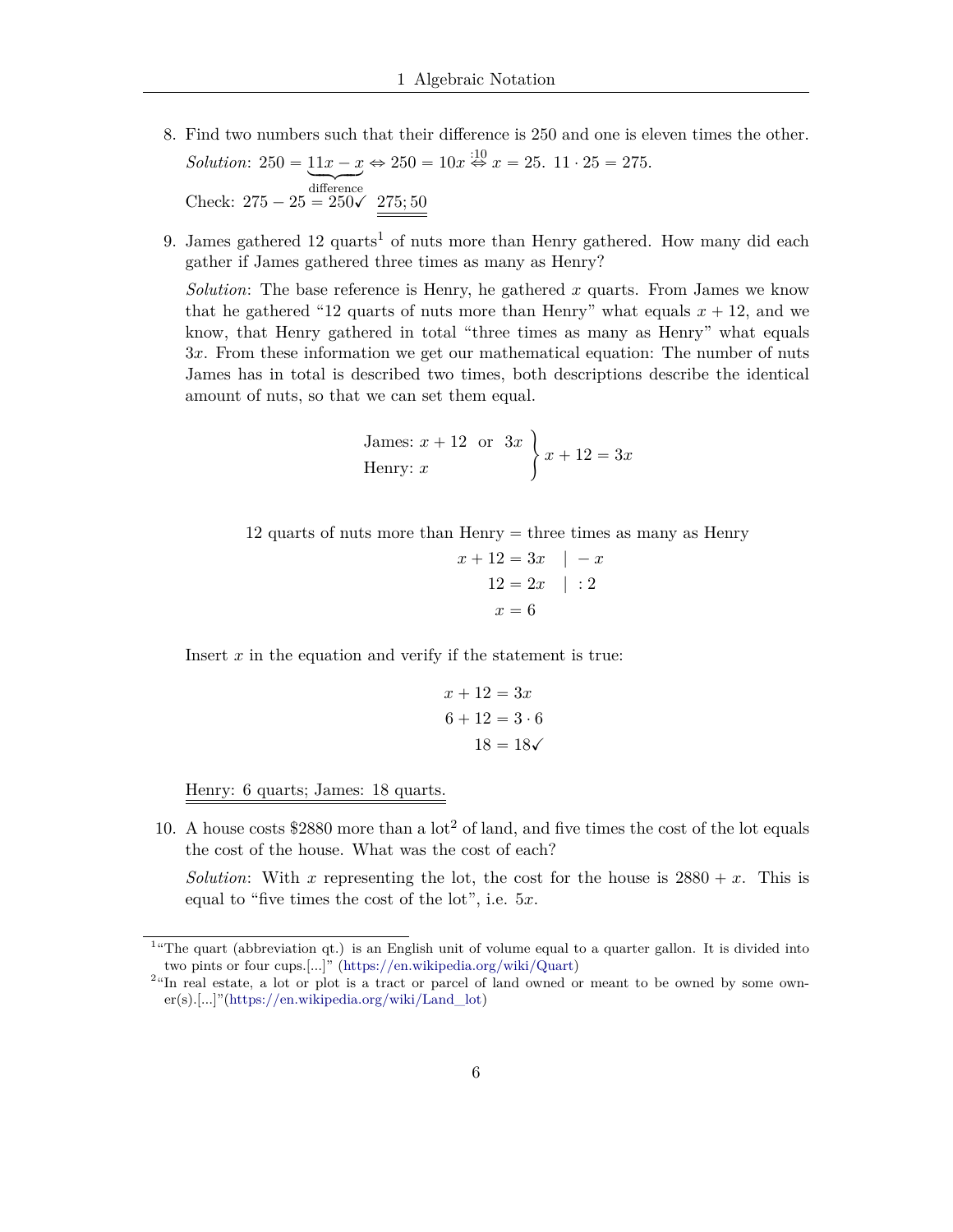8. Find two numbers such that their difference is 250 and one is eleven times the other.

   *Solution*: $250 = \underbrace{11x - x}_{\text{difference}} \Leftrightarrow 250 = 10x \overset{:10}{\Leftrightarrow} x = 25.\ 11 \cdot 25 = 275.$

   Check: $275 - 25 = 250\checkmark$ $\underline{\underline{275; 50}}$

9. James gathered 12 quarts[1] of nuts more than Henry gathered. How many did each gather if James gathered three times as many as Henry?

   *Solution*: The base reference is Henry, he gathered $x$ quarts. From James we know that he gathered "12 quarts of nuts more than Henry" what equals $x + 12$, and we know, that Henry gathered in total "three times as many as Henry" what equals $3x$. From these information we get our mathematical equation: The number of nuts James has in total is described two times, both descriptions describe the identical amount of nuts, so that we can set them equal.

$$\left.\begin{array}{l} \text{James: } x + 12 \ \text{ or } \ 3x \\ \text{Henry: } x \end{array}\right\} x + 12 = 3x$$

$$\begin{aligned} \text{12 quarts of nuts more than Henry} &= \text{three times as many as Henry} \\ x + 12 &= 3x \quad | -x \\ 12 &= 2x \quad | :2 \\ x &= 6 \end{aligned}$$

   Insert $x$ in the equation and verify if the statement is true:

$$\begin{aligned} x + 12 &= 3x \\ 6 + 12 &= 3 \cdot 6 \\ 18 &= 18\checkmark \end{aligned}$$

   <u>Henry: 6 quarts; James: 18 quarts.</u>

10. A house costs \$2880 more than a lot[2] of land, and five times the cost of the lot equals the cost of the house. What was the cost of each?

    *Solution*: With $x$ representing the lot, the cost for the house is $2880 + x$. This is equal to "five times the cost of the lot", i.e. $5x$.

---

[1] "The quart (abbreviation qt.) is an English unit of volume equal to a quarter gallon. It is divided into two pints or four cups.[...]" (https://en.wikipedia.org/wiki/Quart)

[2] "In real estate, a lot or plot is a tract or parcel of land owned or meant to be owned by some owner(s).[...]"(https://en.wikipedia.org/wiki/Land_lot)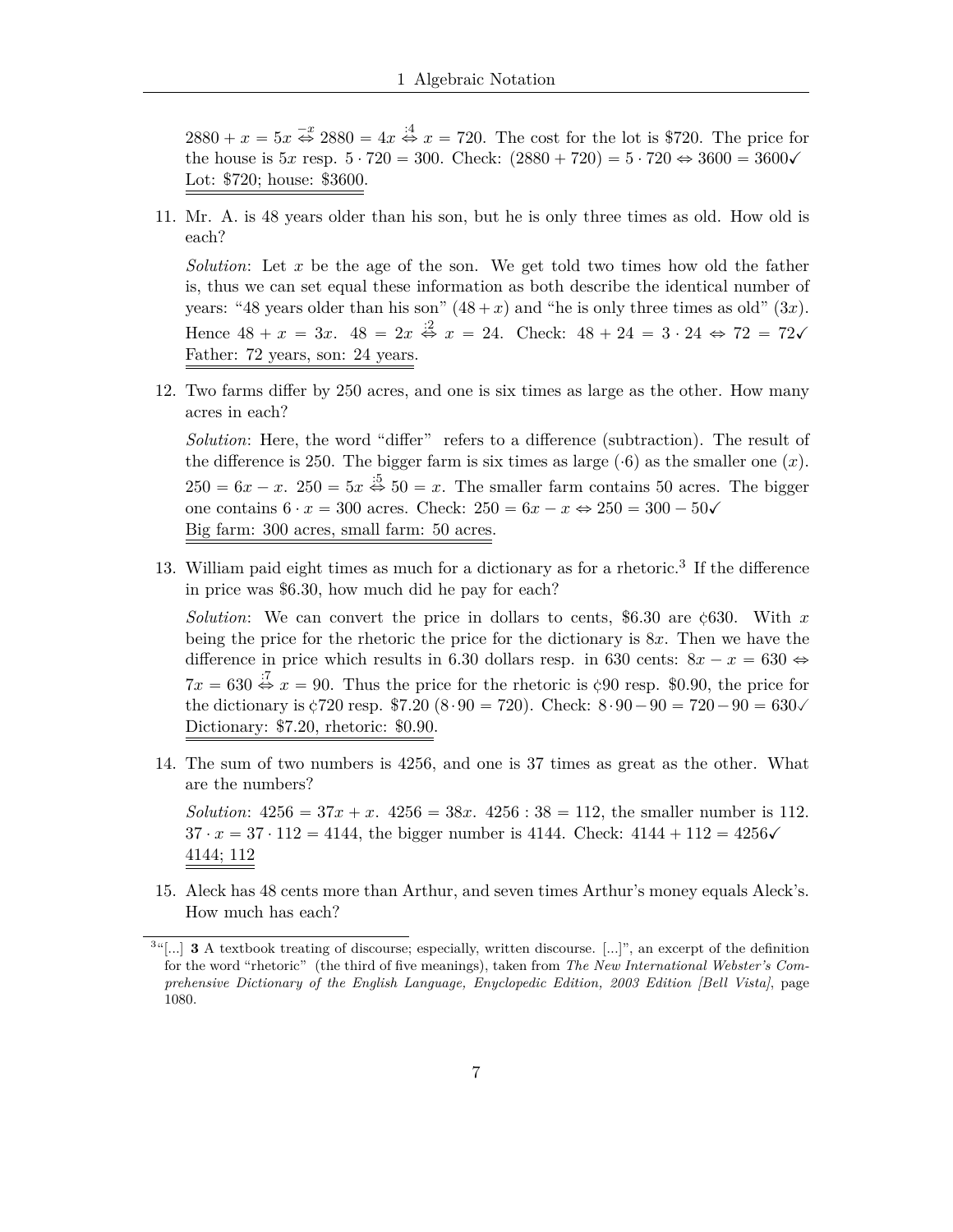$2880 + x = 5x \overset{-x}{\Leftrightarrow} 2880 = 4x \overset{:4}{\Leftrightarrow} x = 720$. The cost for the lot is \$720. The price for the house is $5x$ resp. $5 \cdot 720 = 300$. Check: $(2880 + 720) = 5 \cdot 720 \Leftrightarrow 3600 = 3600$✓
Lot: \$720; house: \$3600.

11. Mr. A. is 48 years older than his son, but he is only three times as old. How old is each?

    *Solution*: Let $x$ be the age of the son. We get told two times how old the father is, thus we can set equal these information as both describe the identical number of years: "48 years older than his son" $(48 + x)$ and "he is only three times as old" $(3x)$. Hence $48 + x = 3x$. $48 = 2x \overset{:2}{\Leftrightarrow} x = 24$. Check: $48 + 24 = 3 \cdot 24 \Leftrightarrow 72 = 72$✓
    Father: 72 years, son: 24 years.

12. Two farms differ by 250 acres, and one is six times as large as the other. How many acres in each?

    *Solution*: Here, the word "differ" refers to a difference (subtraction). The result of the difference is 250. The bigger farm is six times as large $(\cdot 6)$ as the smaller one $(x)$. $250 = 6x - x$. $250 = 5x \overset{:5}{\Leftrightarrow} 50 = x$. The smaller farm contains 50 acres. The bigger one contains $6 \cdot x = 300$ acres. Check: $250 = 6x - x \Leftrightarrow 250 = 300 - 50$✓
    Big farm: 300 acres, small farm: 50 acres.

13. William paid eight times as much for a dictionary as for a rhetoric.[3] If the difference in price was \$6.30, how much did he pay for each?

    *Solution*: We can convert the price in dollars to cents, \$6.30 are ¢630. With $x$ being the price for the rhetoric the price for the dictionary is $8x$. Then we have the difference in price which results in 6.30 dollars resp. in 630 cents: $8x - x = 630 \Leftrightarrow 7x = 630 \overset{:7}{\Leftrightarrow} x = 90$. Thus the price for the rhetoric is ¢90 resp. \$0.90, the price for the dictionary is ¢720 resp. \$7.20 $(8 \cdot 90 = 720)$. Check: $8 \cdot 90 - 90 = 720 - 90 = 630$✓
    Dictionary: \$7.20, rhetoric: \$0.90.

14. The sum of two numbers is 4256, and one is 37 times as great as the other. What are the numbers?

    *Solution*: $4256 = 37x + x$. $4256 = 38x$. $4256 : 38 = 112$, the smaller number is 112. $37 \cdot x = 37 \cdot 112 = 4144$, the bigger number is 4144. Check: $4144 + 112 = 4256$✓
    4144; 112

15. Aleck has 48 cents more than Arthur, and seven times Arthur's money equals Aleck's. How much has each?

[3] "[...] **3** A textbook treating of discourse; especially, written discourse. [...]", an excerpt of the definition for the word "rhetoric" (the third of five meanings), taken from *The New International Webster's Comprehensive Dictionary of the English Language, Enyclopedic Edition, 2003 Edition [Bell Vista]*, page 1080.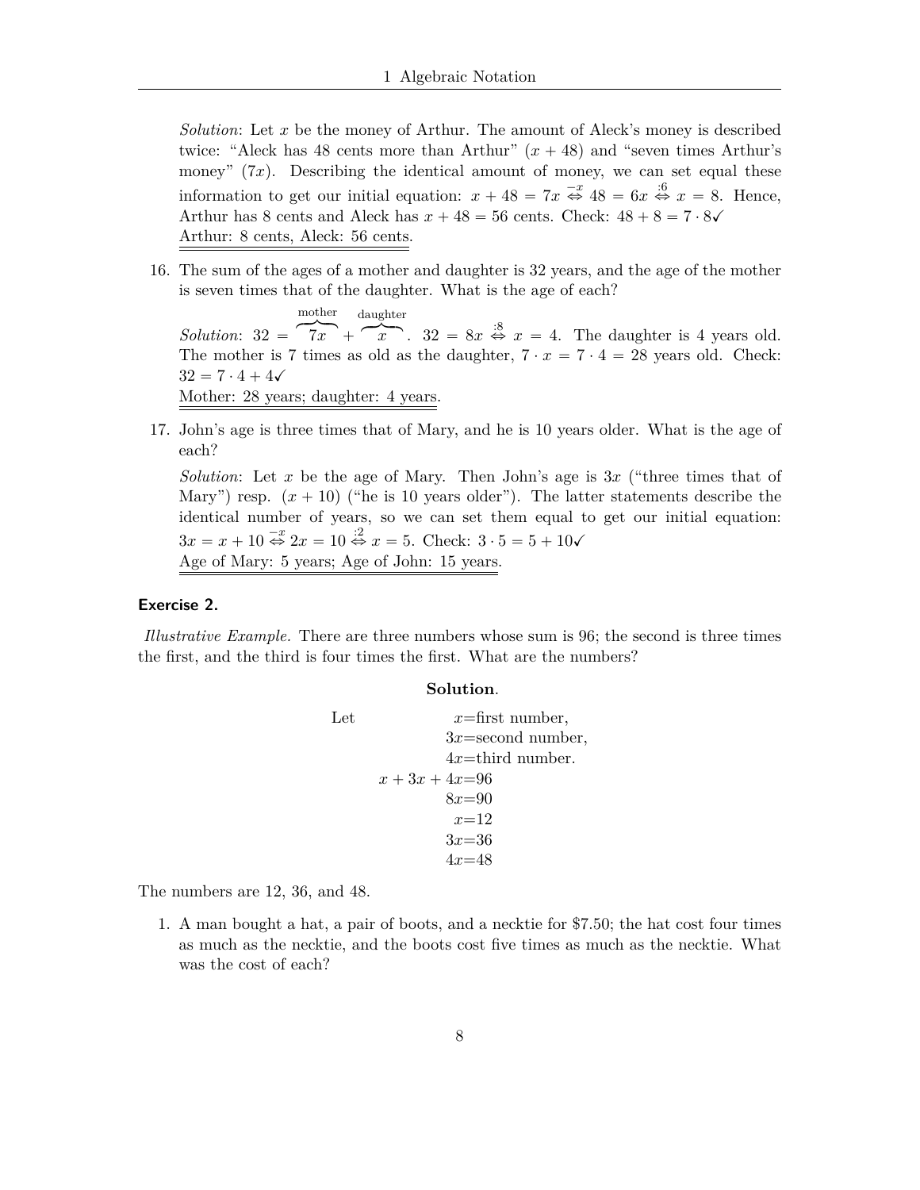*Solution*: Let $x$ be the money of Arthur. The amount of Aleck's money is described twice: "Aleck has 48 cents more than Arthur" $(x + 48)$ and "seven times Arthur's money" $(7x)$. Describing the identical amount of money, we can set equal these information to get our initial equation: $x + 48 = 7x \overset{-x}{\Leftrightarrow} 48 = 6x \overset{:6}{\Leftrightarrow} x = 8$. Hence, Arthur has 8 cents and Aleck has $x + 48 = 56$ cents. Check: $48 + 8 = 7 \cdot 8$✓
Arthur: 8 cents, Aleck: 56 cents.

16. The sum of the ages of a mother and daughter is 32 years, and the age of the mother is seven times that of the daughter. What is the age of each?

    *Solution*: $32 = \overbrace{7x}^{\text{mother}} + \overbrace{x}^{\text{daughter}}$. $32 = 8x \overset{:8}{\Leftrightarrow} x = 4$. The daughter is 4 years old. The mother is 7 times as old as the daughter, $7 \cdot x = 7 \cdot 4 = 28$ years old. Check: $32 = 7 \cdot 4 + 4$✓
    Mother: 28 years; daughter: 4 years.

17. John's age is three times that of Mary, and he is 10 years older. What is the age of each?

    *Solution*: Let $x$ be the age of Mary. Then John's age is $3x$ ("three times that of Mary") resp. $(x + 10)$ ("he is 10 years older"). The latter statements describe the identical number of years, so we can set them equal to get our initial equation: $3x = x + 10 \overset{-x}{\Leftrightarrow} 2x = 10 \overset{:2}{\Leftrightarrow} x = 5$. Check: $3 \cdot 5 = 5 + 10$✓
    Age of Mary: 5 years; Age of John: 15 years.

#### Exercise 2.

*Illustrative Example.* There are three numbers whose sum is 96; the second is three times the first, and the third is four times the first. What are the numbers?

**Solution**.

Let

$$
\begin{aligned}
x &= \text{first number,} \\
3x &= \text{second number,} \\
4x &= \text{third number.} \\
x + 3x + 4x &= 96 \\
8x &= 90 \\
x &= 12 \\
3x &= 36 \\
4x &= 48
\end{aligned}
$$

The numbers are 12, 36, and 48.

1. A man bought a hat, a pair of boots, and a necktie for \$7.50; the hat cost four times as much as the necktie, and the boots cost five times as much as the necktie. What was the cost of each?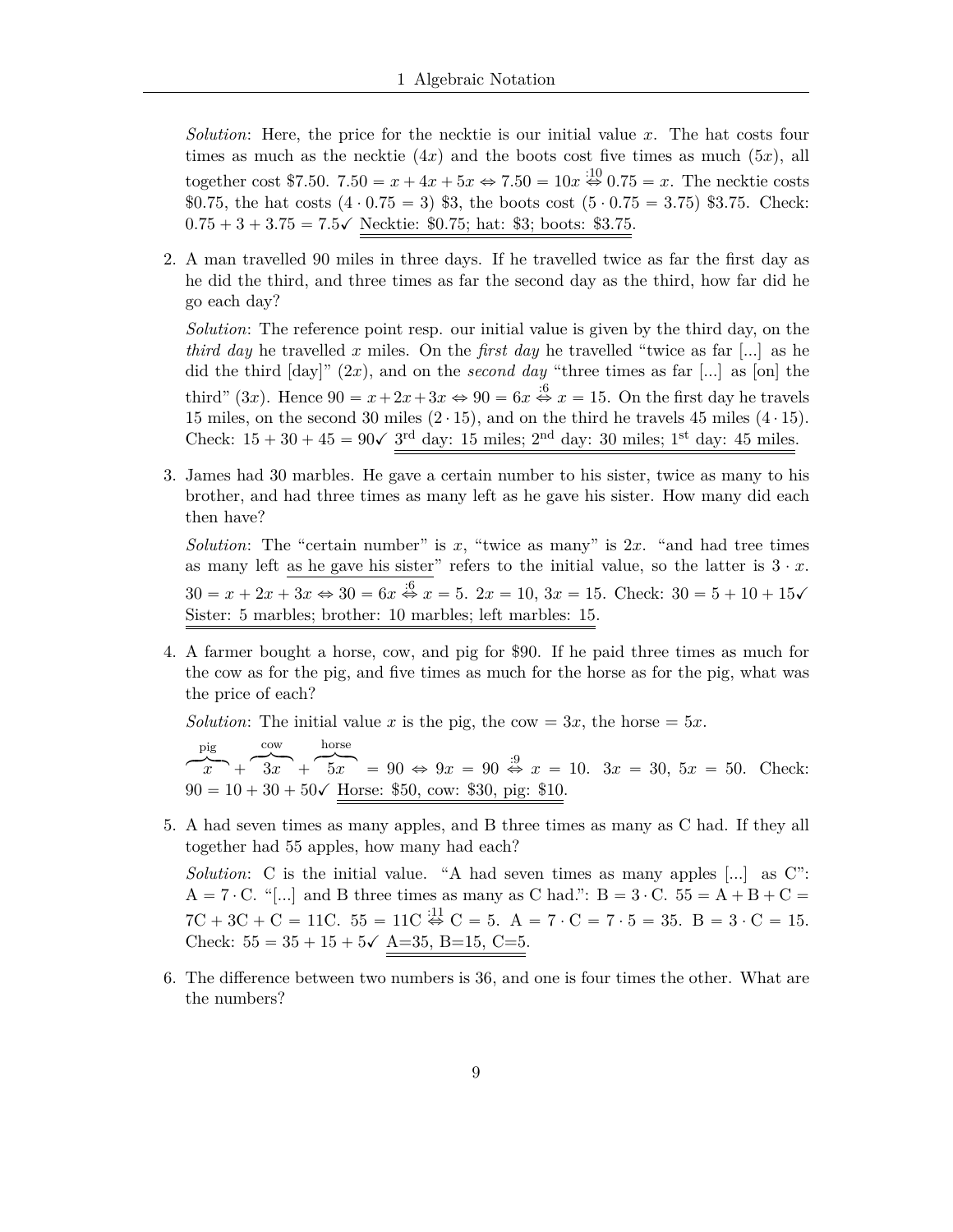*Solution*: Here, the price for the necktie is our initial value $x$. The hat costs four times as much as the necktie ($4x$) and the boots cost five times as much ($5x$), all together cost \$7.50. $7.50 = x + 4x + 5x \Leftrightarrow 7.50 = 10x \overset{:10}{\Leftrightarrow} 0.75 = x$. The necktie costs \$0.75, the hat costs ($4 \cdot 0.75 = 3$) \$3, the boots cost ($5 \cdot 0.75 = 3.75$) \$3.75. Check: $0.75 + 3 + 3.75 = 7.5$✓ Necktie: \$0.75; hat: \$3; boots: \$3.75.

2. A man travelled 90 miles in three days. If he travelled twice as far the first day as he did the third, and three times as far the second day as the third, how far did he go each day?

   *Solution*: The reference point resp. our initial value is given by the third day, on the *third day* he travelled $x$ miles. On the *first day* he travelled "twice as far [...] as he did the third [day]" ($2x$), and on the *second day* "three times as far [...] as [on] the third" ($3x$). Hence $90 = x + 2x + 3x \Leftrightarrow 90 = 6x \overset{:6}{\Leftrightarrow} x = 15$. On the first day he travels 15 miles, on the second 30 miles ($2 \cdot 15$), and on the third he travels 45 miles ($4 \cdot 15$). Check: $15 + 30 + 45 = 90$✓ 3rd day: 15 miles; 2nd day: 30 miles; 1st day: 45 miles.

3. James had 30 marbles. He gave a certain number to his sister, twice as many to his brother, and had three times as many left as he gave his sister. How many did each then have?

   *Solution*: The "certain number" is $x$, "twice as many" is $2x$. "and had tree times as many left as he gave his sister" refers to the initial value, so the latter is $3 \cdot x$. $30 = x + 2x + 3x \Leftrightarrow 30 = 6x \overset{:6}{\Leftrightarrow} x = 5$. $2x = 10$, $3x = 15$. Check: $30 = 5 + 10 + 15$✓ Sister: 5 marbles; brother: 10 marbles; left marbles: 15.

4. A farmer bought a horse, cow, and pig for \$90. If he paid three times as much for the cow as for the pig, and five times as much for the horse as for the pig, what was the price of each?

   *Solution*: The initial value $x$ is the pig, the cow $= 3x$, the horse $= 5x$.
   $\overbrace{x}^{\text{pig}} + \overbrace{3x}^{\text{cow}} + \overbrace{5x}^{\text{horse}} = 90 \Leftrightarrow 9x = 90 \overset{:9}{\Leftrightarrow} x = 10$. $3x = 30$, $5x = 50$. Check: $90 = 10 + 30 + 50$✓ Horse: \$50, cow: \$30, pig: \$10.

5. A had seven times as many apples, and B three times as many as C had. If they all together had 55 apples, how many had each?

   *Solution*: C is the initial value. "A had seven times as many apples [...] as C": $\text{A} = 7 \cdot \text{C}$. "[...] and B three times as many as C had.": $\text{B} = 3 \cdot \text{C}$. $55 = \text{A} + \text{B} + \text{C} = 7\text{C} + 3\text{C} + \text{C} = 11\text{C}$. $55 = 11\text{C} \overset{:11}{\Leftrightarrow} \text{C} = 5$. $\text{A} = 7 \cdot \text{C} = 7 \cdot 5 = 35$. $\text{B} = 3 \cdot \text{C} = 15$. Check: $55 = 35 + 15 + 5$✓ A=35, B=15, C=5.

6. The difference between two numbers is 36, and one is four times the other. What are the numbers?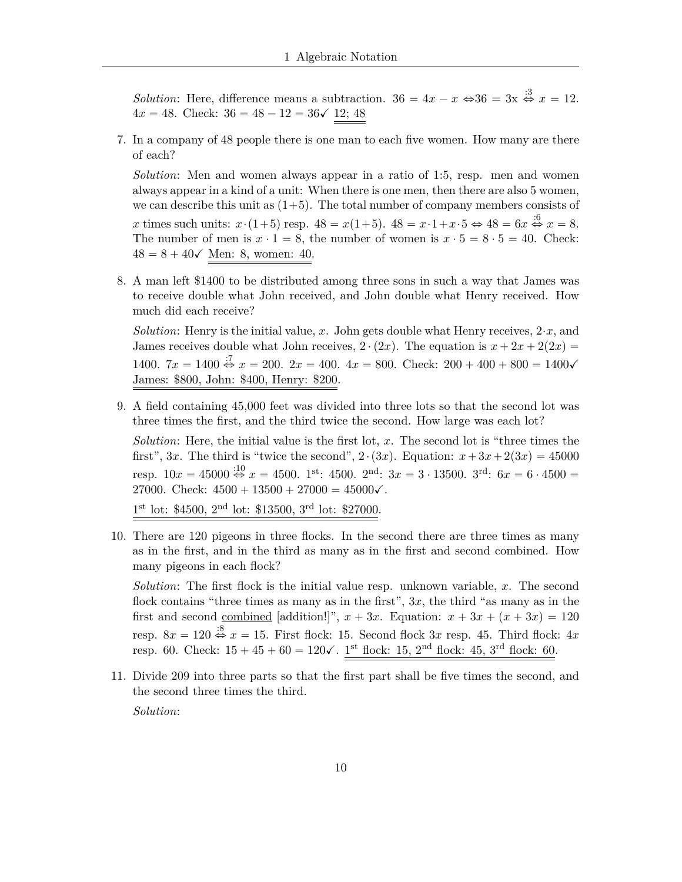*Solution*: Here, difference means a subtraction. $36 = 4x - x \Leftrightarrow 36 = 3\text{x} \overset{:3}{\Leftrightarrow} x = 12$. $4x = 48$. Check: $36 = 48 - 12 = 36$✓ $\underline{\underline{12;\ 48}}$

7. In a company of 48 people there is one man to each five women. How many are there of each?

   *Solution*: Men and women always appear in a ratio of 1:5, resp. men and women always appear in a kind of a unit: When there is one men, then there are also 5 women, we can describe this unit as $(1+5)$. The total number of company members consists of $x$ times such units: $x \cdot (1+5)$ resp. $48 = x(1+5)$. $48 = x \cdot 1 + x \cdot 5 \Leftrightarrow 48 = 6x \overset{:6}{\Leftrightarrow} x = 8$. The number of men is $x \cdot 1 = 8$, the number of women is $x \cdot 5 = 8 \cdot 5 = 40$. Check: $48 = 8 + 40$✓ $\underline{\underline{\text{Men: 8, women: 40}}}$.

8. A man left \$1400 to be distributed among three sons in such a way that James was to receive double what John received, and John double what Henry received. How much did each receive?

   *Solution*: Henry is the initial value, $x$. John gets double what Henry receives, $2 \cdot x$, and James receives double what John receives, $2 \cdot (2x)$. The equation is $x + 2x + 2(2x) = 1400$. $7x = 1400 \overset{:7}{\Leftrightarrow} x = 200$. $2x = 400$. $4x = 800$. Check: $200 + 400 + 800 = 1400$✓ $\underline{\underline{\text{James: \$800, John: \$400, Henry: \$200}}}$.

9. A field containing 45,000 feet was divided into three lots so that the second lot was three times the first, and the third twice the second. How large was each lot?

   *Solution*: Here, the initial value is the first lot, $x$. The second lot is "three times the first", $3x$. The third is "twice the second", $2 \cdot (3x)$. Equation: $x + 3x + 2(3x) = 45000$ resp. $10x = 45000 \overset{:10}{\Leftrightarrow} x = 4500$. 1st: 4500. 2nd: $3x = 3 \cdot 13500$. 3rd: $6x = 6 \cdot 4500 = 27000$. Check: $4500 + 13500 + 27000 = 45000$✓.

   $\underline{\underline{\text{1st lot: \$4500, 2nd lot: \$13500, 3rd lot: \$27000}}}$.

10. There are 120 pigeons in three flocks. In the second there are three times as many as in the first, and in the third as many as in the first and second combined. How many pigeons in each flock?

    *Solution*: The first flock is the initial value resp. unknown variable, $x$. The second flock contains "three times as many as in the first", $3x$, the third "as many as in the first and second <u>combined</u> [addition!]", $x + 3x$. Equation: $x + 3x + (x + 3x) = 120$ resp. $8x = 120 \overset{:8}{\Leftrightarrow} x = 15$. First flock: 15. Second flock $3x$ resp. 45. Third flock: $4x$ resp. 60. Check: $15 + 45 + 60 = 120$✓. $\underline{\underline{\text{1st flock: 15, 2nd flock: 45, 3rd flock: 60}}}$.

11. Divide 209 into three parts so that the first part shall be five times the second, and the second three times the third.

    *Solution*: